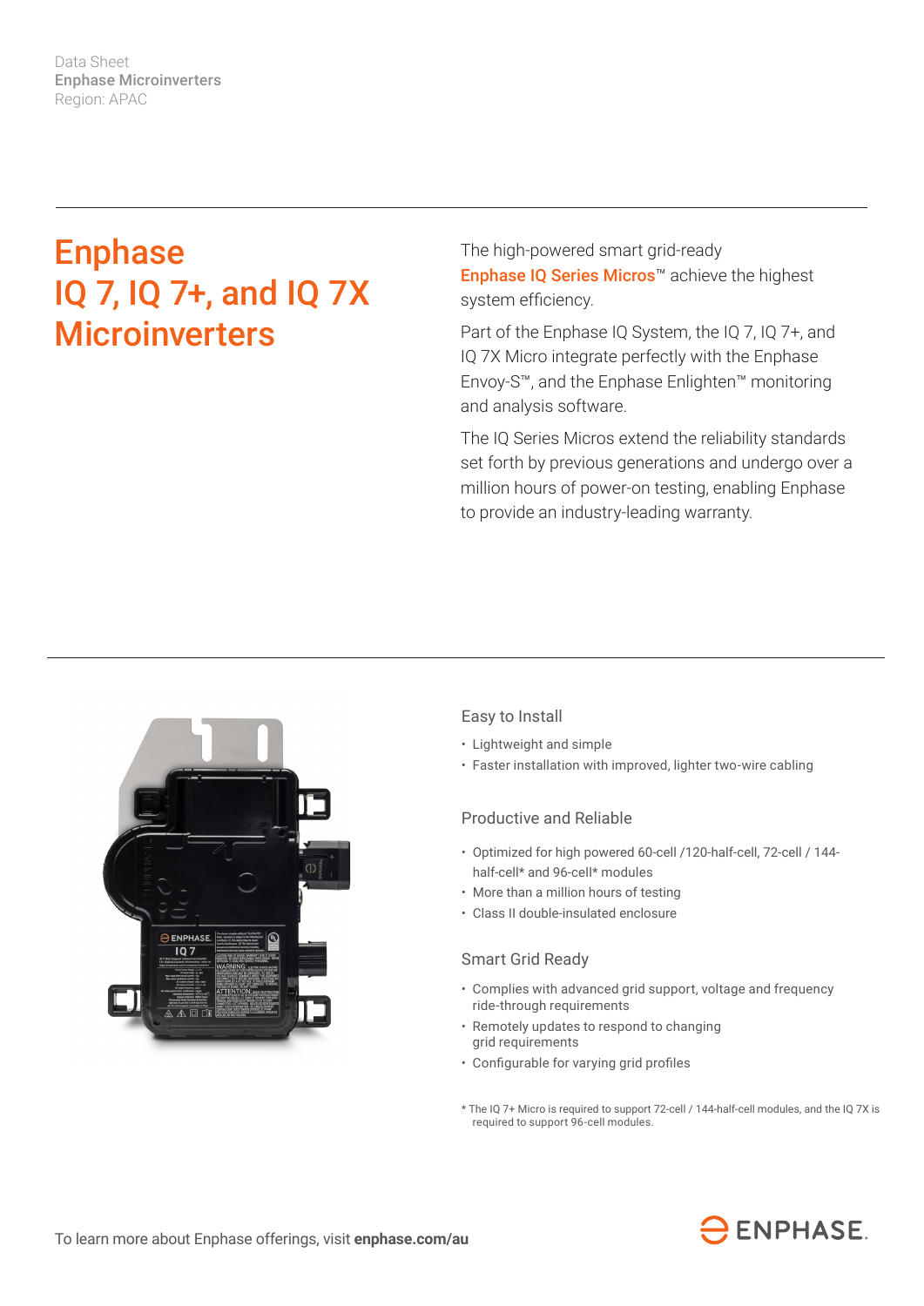Data Sheet
**Enphase Microinverters**
Region: APAC

# Enphase IQ 7, IQ 7+, and IQ 7X Microinverters

The high-powered smart grid-ready **Enphase IQ Series Micros**™ achieve the highest system efficiency.

Part of the Enphase IQ System, the IQ 7, IQ 7+, and IQ 7X Micro integrate perfectly with the Enphase Envoy-S™, and the Enphase Enlighten™ monitoring and analysis software.

The IQ Series Micros extend the reliability standards set forth by previous generations and undergo over a million hours of power-on testing, enabling Enphase to provide an industry-leading warranty.

## Easy to Install

- Lightweight and simple
- Faster installation with improved, lighter two-wire cabling

## Productive and Reliable

- Optimized for high powered 60-cell /120-half-cell, 72-cell / 144-half-cell* and 96-cell* modules
- More than a million hours of testing
- Class II double-insulated enclosure

## Smart Grid Ready

- Complies with advanced grid support, voltage and frequency ride-through requirements
- Remotely updates to respond to changing grid requirements
- Configurable for varying grid profiles

\* The IQ 7+ Micro is required to support 72-cell / 144-half-cell modules, and the IQ 7X is required to support 96-cell modules.

To learn more about Enphase offerings, visit **enphase.com/au**

ENPHASE.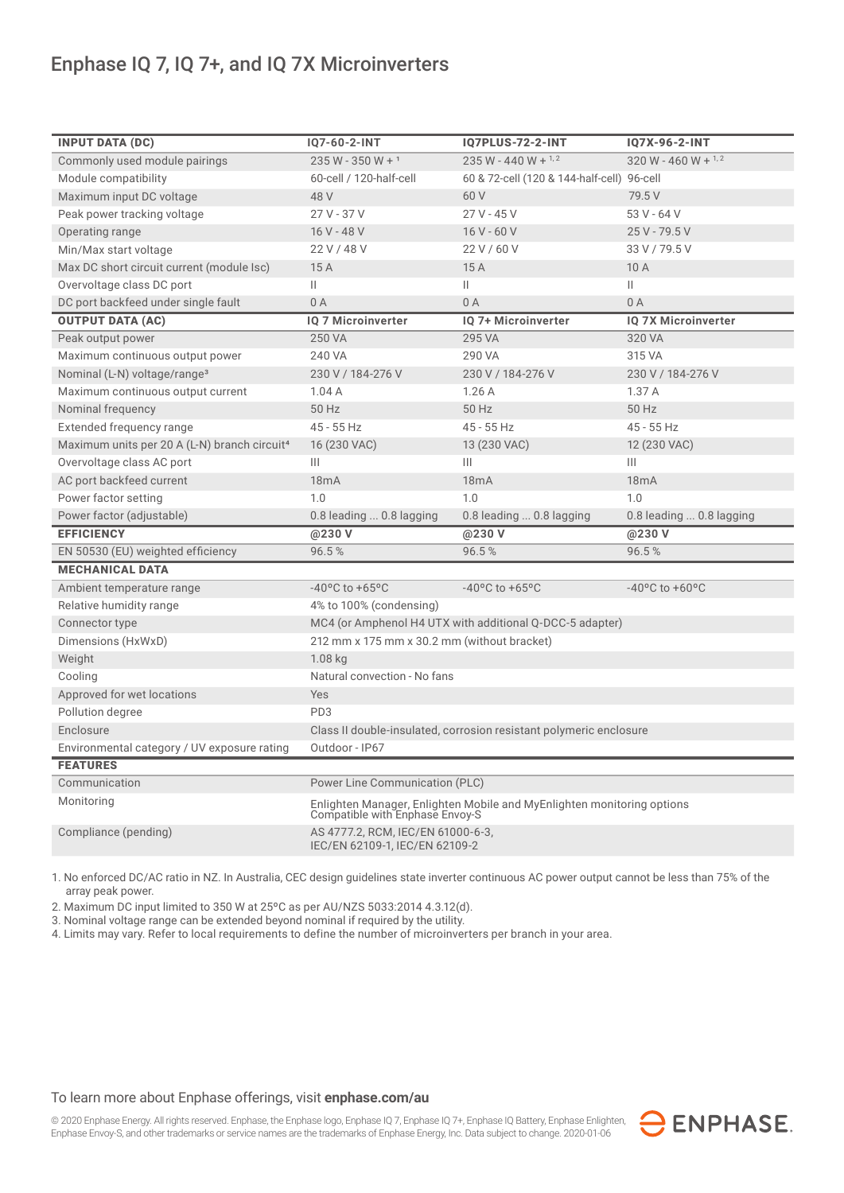# Enphase IQ 7, IQ 7+, and IQ 7X Microinverters

| INPUT DATA (DC) | IQ7-60-2-INT | IQ7PLUS-72-2-INT | IQ7X-96-2-INT |
|---|---|---|---|
| Commonly used module pairings | 235 W - 350 W + [1] | 235 W - 440 W + [1,2] | 320 W - 460 W + [1,2] |
| Module compatibility | 60-cell / 120-half-cell | 60 & 72-cell (120 & 144-half-cell) | 96-cell |
| Maximum input DC voltage | 48 V | 60 V | 79.5 V |
| Peak power tracking voltage | 27 V - 37 V | 27 V - 45 V | 53 V - 64 V |
| Operating range | 16 V - 48 V | 16 V - 60 V | 25 V - 79.5 V |
| Min/Max start voltage | 22 V / 48 V | 22 V / 60 V | 33 V / 79.5 V |
| Max DC short circuit current (module Isc) | 15 A | 15 A | 10 A |
| Overvoltage class DC port | II | II | II |
| DC port backfeed under single fault | 0 A | 0 A | 0 A |
| **OUTPUT DATA (AC)** | **IQ 7 Microinverter** | **IQ 7+ Microinverter** | **IQ 7X Microinverter** |
| Peak output power | 250 VA | 295 VA | 320 VA |
| Maximum continuous output power | 240 VA | 290 VA | 315 VA |
| Nominal (L-N) voltage/range[3] | 230 V / 184-276 V | 230 V / 184-276 V | 230 V / 184-276 V |
| Maximum continuous output current | 1.04 A | 1.26 A | 1.37 A |
| Nominal frequency | 50 Hz | 50 Hz | 50 Hz |
| Extended frequency range | 45 - 55 Hz | 45 - 55 Hz | 45 - 55 Hz |
| Maximum units per 20 A (L-N) branch circuit[4] | 16 (230 VAC) | 13 (230 VAC) | 12 (230 VAC) |
| Overvoltage class AC port | III | III | III |
| AC port backfeed current | 18mA | 18mA | 18mA |
| Power factor setting | 1.0 | 1.0 | 1.0 |
| Power factor (adjustable) | 0.8 leading ... 0.8 lagging | 0.8 leading ... 0.8 lagging | 0.8 leading ... 0.8 lagging |
| **EFFICIENCY** | **@230 V** | **@230 V** | **@230 V** |
| EN 50530 (EU) weighted efficiency | 96.5 % | 96.5 % | 96.5 % |
| **MECHANICAL DATA** | | | |
| Ambient temperature range | -40ºC to +65ºC | -40ºC to +65ºC | -40ºC to +60ºC |
| Relative humidity range | 4% to 100% (condensing) | | |
| Connector type | MC4 (or Amphenol H4 UTX with additional Q-DCC-5 adapter) | | |
| Dimensions (HxWxD) | 212 mm x 175 mm x 30.2 mm (without bracket) | | |
| Weight | 1.08 kg | | |
| Cooling | Natural convection - No fans | | |
| Approved for wet locations | Yes | | |
| Pollution degree | PD3 | | |
| Enclosure | Class II double-insulated, corrosion resistant polymeric enclosure | | |
| Environmental category / UV exposure rating | Outdoor - IP67 | | |
| **FEATURES** | | | |
| Communication | Power Line Communication (PLC) | | |
| Monitoring | Enlighten Manager, Enlighten Mobile and MyEnlighten monitoring options Compatible with Enphase Envoy-S | | |
| Compliance (pending) | AS 4777.2, RCM, IEC/EN 61000-6-3, IEC/EN 62109-1, IEC/EN 62109-2 | | |

1. No enforced DC/AC ratio in NZ. In Australia, CEC design guidelines state inverter continuous AC power output cannot be less than 75% of the array peak power.
2. Maximum DC input limited to 350 W at 25ºC as per AU/NZS 5033:2014 4.3.12(d).
3. Nominal voltage range can be extended beyond nominal if required by the utility.
4. Limits may vary. Refer to local requirements to define the number of microinverters per branch in your area.

To learn more about Enphase offerings, visit **enphase.com/au**

© 2020 Enphase Energy. All rights reserved. Enphase, the Enphase logo, Enphase IQ 7, Enphase IQ 7+, Enphase IQ Battery, Enphase Enlighten, Enphase Envoy-S, and other trademarks or service names are the trademarks of Enphase Energy, Inc. Data subject to change. 2020-01-06

ENPHASE.